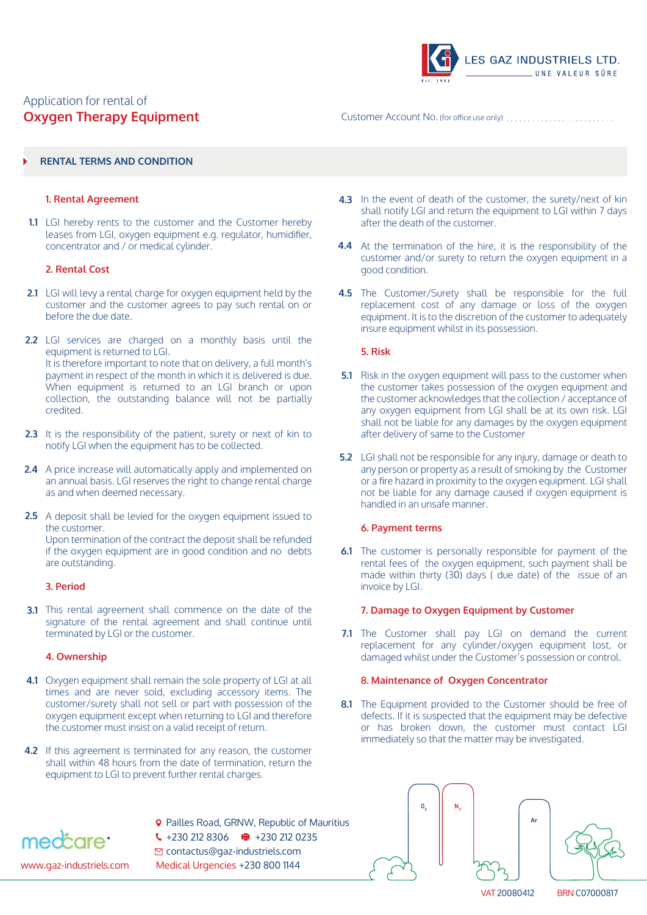LES GAZ INDUSTRIELS LTD.
UNE VALEUR SÛRE

Application for rental of

# Oxygen Therapy Equipment

Customer Account No. (for office use only) ..........................

## RENTAL TERMS AND CONDITION

### 1. Rental Agreement

**1.1** LGI hereby rents to the customer and the Customer hereby leases from LGI, oxygen equipment e.g. regulator, humidifier, concentrator and / or medical cylinder.

### 2. Rental Cost

**2.1** LGI will levy a rental charge for oxygen equipment held by the customer and the customer agrees to pay such rental on or before the due date.

**2.2** LGI services are charged on a monthly basis until the equipment is returned to LGI.
It is therefore important to note that on delivery, a full month's payment in respect of the month in which it is delivered is due. When equipment is returned to an LGI branch or upon collection, the outstanding balance will not be partially credited.

**2.3** It is the responsibility of the patient, surety or next of kin to notify LGI when the equipment has to be collected.

**2.4** A price increase will automatically apply and implemented on an annual basis. LGI reserves the right to change rental charge as and when deemed necessary.

**2.5** A deposit shall be levied for the oxygen equipment issued to the customer.
Upon termination of the contract the deposit shall be refunded if the oxygen equipment are in good condition and no debts are outstanding.

### 3. Period

**3.1** This rental agreement shall commence on the date of the signature of the rental agreement and shall continue until terminated by LGI or the customer.

### 4. Ownership

**4.1** Oxygen equipment shall remain the sole property of LGI at all times and are never sold, excluding accessory items. The customer/surety shall not sell or part with possession of the oxygen equipment except when returning to LGI and therefore the customer must insist on a valid receipt of return.

**4.2** If this agreement is terminated for any reason, the customer shall within 48 hours from the date of termination, return the equipment to LGI to prevent further rental charges.

**4.3** In the event of death of the customer, the surety/next of kin shall notify LGI and return the equipment to LGI within 7 days after the death of the customer.

**4.4** At the termination of the hire, it is the responsibility of the customer and/or surety to return the oxygen equipment in a good condition.

**4.5** The Customer/Surety shall be responsible for the full replacement cost of any damage or loss of the oxygen equipment. It is to the discretion of the customer to adequately insure equipment whilst in its possession.

### 5. Risk

**5.1** Risk in the oxygen equipment will pass to the customer when the customer takes possession of the oxygen equipment and the customer acknowledges that the collection / acceptance of any oxygen equipment from LGI shall be at its own risk. LGI shall not be liable for any damages by the oxygen equipment after delivery of same to the Customer

**5.2** LGI shall not be responsible for any injury, damage or death to any person or property as a result of smoking by the Customer or a fire hazard in proximity to the oxygen equipment. LGI shall not be liable for any damage caused if oxygen equipment is handled in an unsafe manner.

### 6. Payment terms

**6.1** The customer is personally responsible for payment of the rental fees of the oxygen equipment, such payment shall be made within thirty (30) days ( due date) of the issue of an invoice by LGI.

### 7. Damage to Oxygen Equipment by Customer

**7.1** The Customer shall pay LGI on demand the current replacement for any cylinder/oxygen equipment lost, or damaged whilst under the Customer's possession or control.

### 8. Maintenance of Oxygen Concentrator

**8.1** The Equipment provided to the Customer should be free of defects. If it is suspected that the equipment may be defective or has broken down, the customer must contact LGI immediately so that the matter may be investigated.

medcare
www.gaz-industriels.com

Pailles Road, GRNW, Republic of Mauritius
+230 212 8306 | +230 212 0235
contactus@gaz-industriels.com
Medical Urgencies +230 800 1144

VAT 20080412 BRN C07000817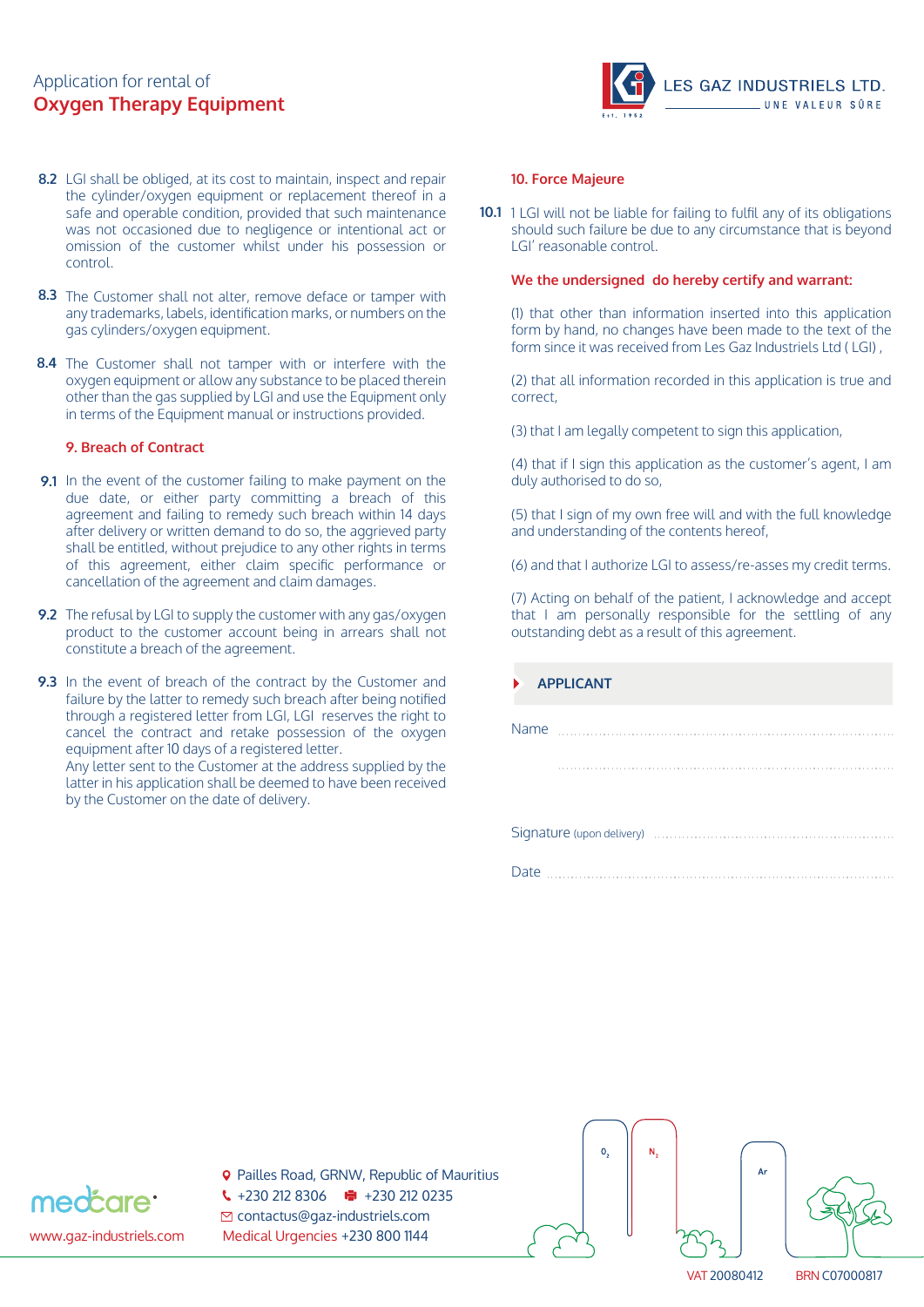Application for rental of
## Oxygen Therapy Equipment

LES GAZ INDUSTRIELS LTD.
UNE VALEUR SÛRE

**8.2** LGI shall be obliged, at its cost to maintain, inspect and repair the cylinder/oxygen equipment or replacement thereof in a safe and operable condition, provided that such maintenance was not occasioned due to negligence or intentional act or omission of the customer whilst under his possession or control.

**8.3** The Customer shall not alter, remove deface or tamper with any trademarks, labels, identification marks, or numbers on the gas cylinders/oxygen equipment.

**8.4** The Customer shall not tamper with or interfere with the oxygen equipment or allow any substance to be placed therein other than the gas supplied by LGI and use the Equipment only in terms of the Equipment manual or instructions provided.

### 9. Breach of Contract

**9.1** In the event of the customer failing to make payment on the due date, or either party committing a breach of this agreement and failing to remedy such breach within 14 days after delivery or written demand to do so, the aggrieved party shall be entitled, without prejudice to any other rights in terms of this agreement, either claim specific performance or cancellation of the agreement and claim damages.

**9.2** The refusal by LGI to supply the customer with any gas/oxygen product to the customer account being in arrears shall not constitute a breach of the agreement.

**9.3** In the event of breach of the contract by the Customer and failure by the latter to remedy such breach after being notified through a registered letter from LGI, LGI reserves the right to cancel the contract and retake possession of the oxygen equipment after 10 days of a registered letter.
Any letter sent to the Customer at the address supplied by the latter in his application shall be deemed to have been received by the Customer on the date of delivery.

### 10. Force Majeure

**10.1** 1 LGI will not be liable for failing to fulfil any of its obligations should such failure be due to any circumstance that is beyond LGI' reasonable control.

**We the undersigned do hereby certify and warrant:**

(1) that other than information inserted into this application form by hand, no changes have been made to the text of the form since it was received from Les Gaz Industriels Ltd ( LGI) ,

(2) that all information recorded in this application is true and correct,

(3) that I am legally competent to sign this application,

(4) that if I sign this application as the customer's agent, I am duly authorised to do so,

(5) that I sign of my own free will and with the full knowledge and understanding of the contents hereof,

(6) and that I authorize LGI to assess/re-asses my credit terms.

(7) Acting on behalf of the patient, I acknowledge and accept that I am personally responsible for the settling of any outstanding debt as a result of this agreement.

### APPLICANT

Name ..........................................................................

..........................................................................

Signature (upon delivery) ..........................................................

Date ..........................................................................

medcare
www.gaz-industriels.com

Pailles Road, GRNW, Republic of Mauritius
+230 212 8306 +230 212 0235
contactus@gaz-industriels.com
Medical Urgencies +230 800 1144

VAT 20080412 BRN C07000817